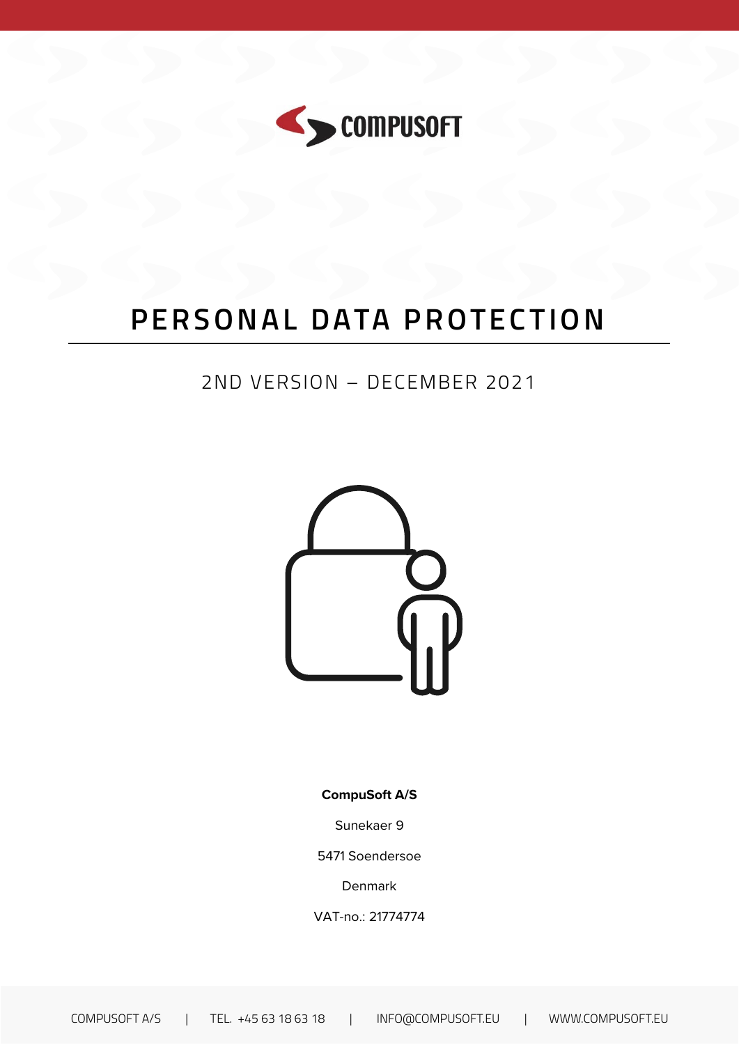# PERSONAL DATA PROTECTION

2ND VERSION – DECEMBER 2021

**CompuSoft A/S**

Sunekaer 9

5471 Soendersoe

Denmark

VAT-no.: 21774774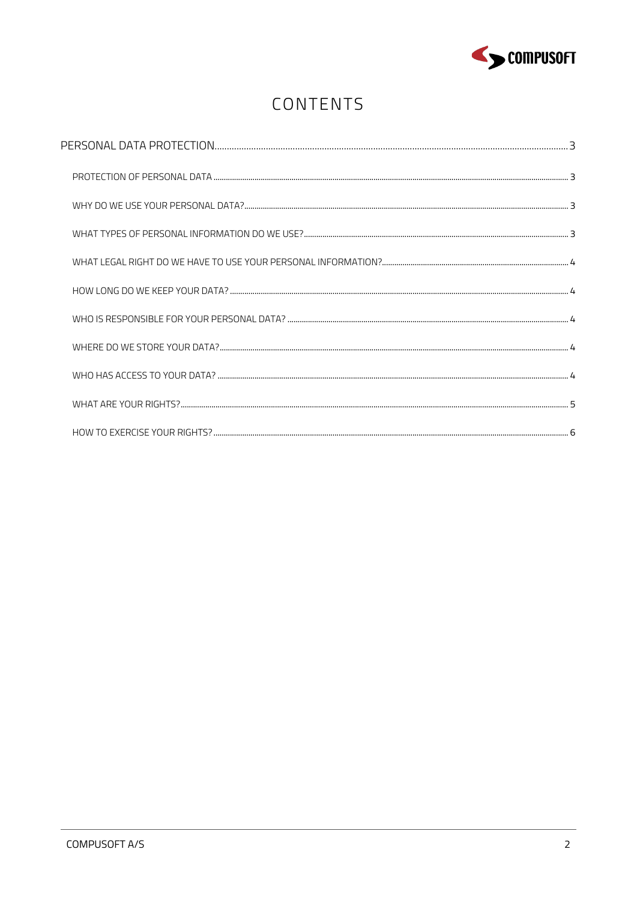# CONTENTS

- PERSONAL DATA PROTECTION .......... 3
  - PROTECTION OF PERSONAL DATA .......... 3
  - WHY DO WE USE YOUR PERSONAL DATA? .......... 3
  - WHAT TYPES OF PERSONAL INFORMATION DO WE USE? .......... 3
  - WHAT LEGAL RIGHT DO WE HAVE TO USE YOUR PERSONAL INFORMATION? .......... 4
  - HOW LONG DO WE KEEP YOUR DATA? .......... 4
  - WHO IS RESPONSIBLE FOR YOUR PERSONAL DATA? .......... 4
  - WHERE DO WE STORE YOUR DATA? .......... 4
  - WHO HAS ACCESS TO YOUR DATA? .......... 4
  - WHAT ARE YOUR RIGHTS? .......... 5
  - HOW TO EXERCISE YOUR RIGHTS? .......... 6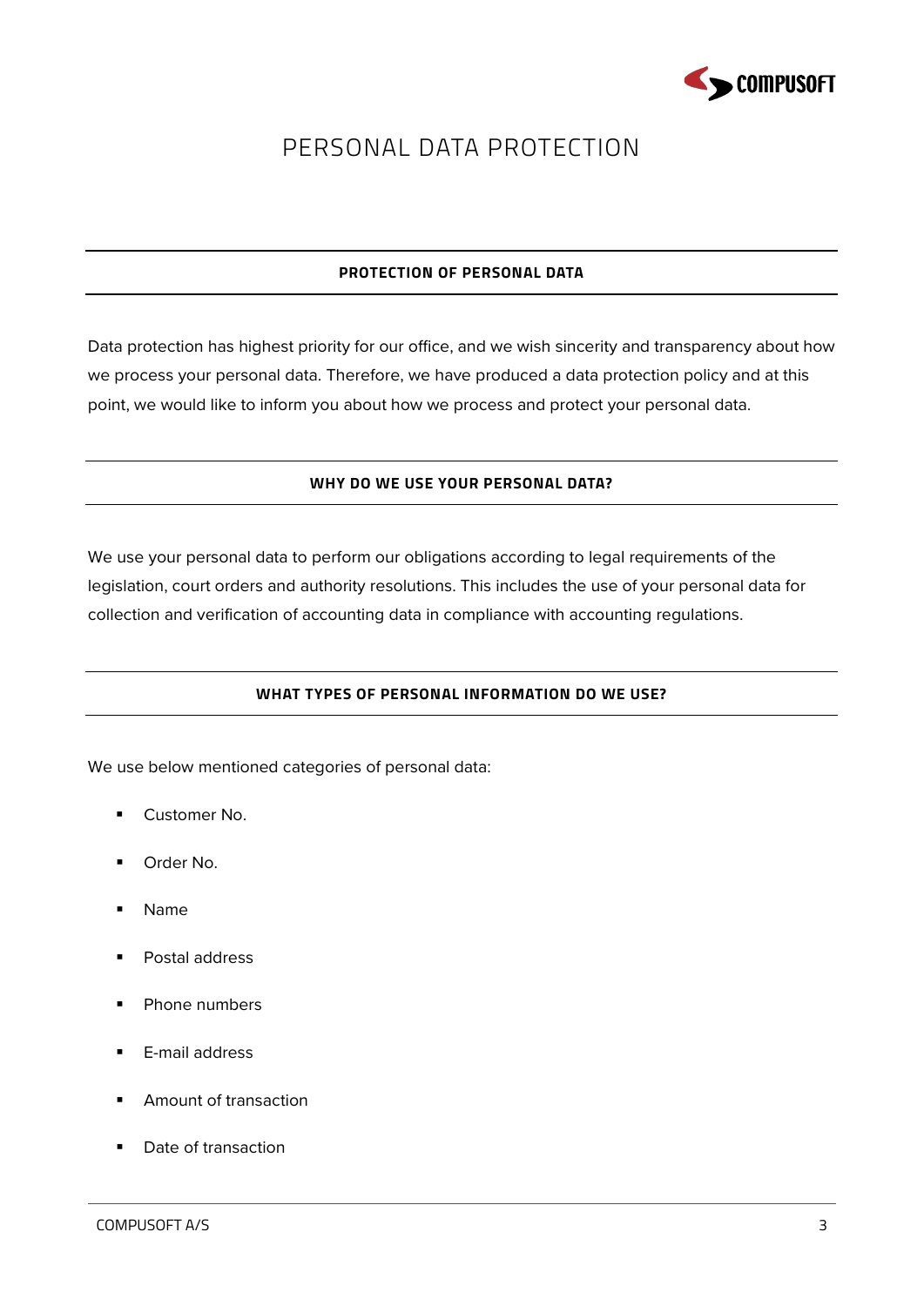# PERSONAL DATA PROTECTION

## PROTECTION OF PERSONAL DATA

Data protection has highest priority for our office, and we wish sincerity and transparency about how we process your personal data. Therefore, we have produced a data protection policy and at this point, we would like to inform you about how we process and protect your personal data.

## WHY DO WE USE YOUR PERSONAL DATA?

We use your personal data to perform our obligations according to legal requirements of the legislation, court orders and authority resolutions. This includes the use of your personal data for collection and verification of accounting data in compliance with accounting regulations.

## WHAT TYPES OF PERSONAL INFORMATION DO WE USE?

We use below mentioned categories of personal data:

- Customer No.
- Order No.
- Name
- Postal address
- Phone numbers
- E-mail address
- Amount of transaction
- Date of transaction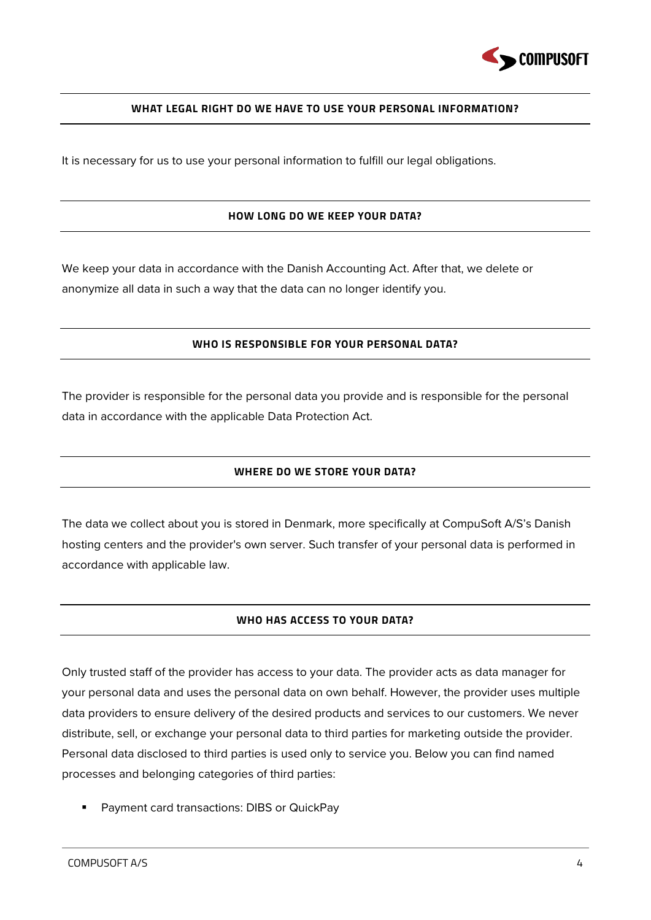## WHAT LEGAL RIGHT DO WE HAVE TO USE YOUR PERSONAL INFORMATION?

It is necessary for us to use your personal information to fulfill our legal obligations.

## HOW LONG DO WE KEEP YOUR DATA?

We keep your data in accordance with the Danish Accounting Act. After that, we delete or anonymize all data in such a way that the data can no longer identify you.

## WHO IS RESPONSIBLE FOR YOUR PERSONAL DATA?

The provider is responsible for the personal data you provide and is responsible for the personal data in accordance with the applicable Data Protection Act.

## WHERE DO WE STORE YOUR DATA?

The data we collect about you is stored in Denmark, more specifically at CompuSoft A/S's Danish hosting centers and the provider's own server. Such transfer of your personal data is performed in accordance with applicable law.

## WHO HAS ACCESS TO YOUR DATA?

Only trusted staff of the provider has access to your data. The provider acts as data manager for your personal data and uses the personal data on own behalf. However, the provider uses multiple data providers to ensure delivery of the desired products and services to our customers. We never distribute, sell, or exchange your personal data to third parties for marketing outside the provider. Personal data disclosed to third parties is used only to service you. Below you can find named processes and belonging categories of third parties:

- Payment card transactions: DIBS or QuickPay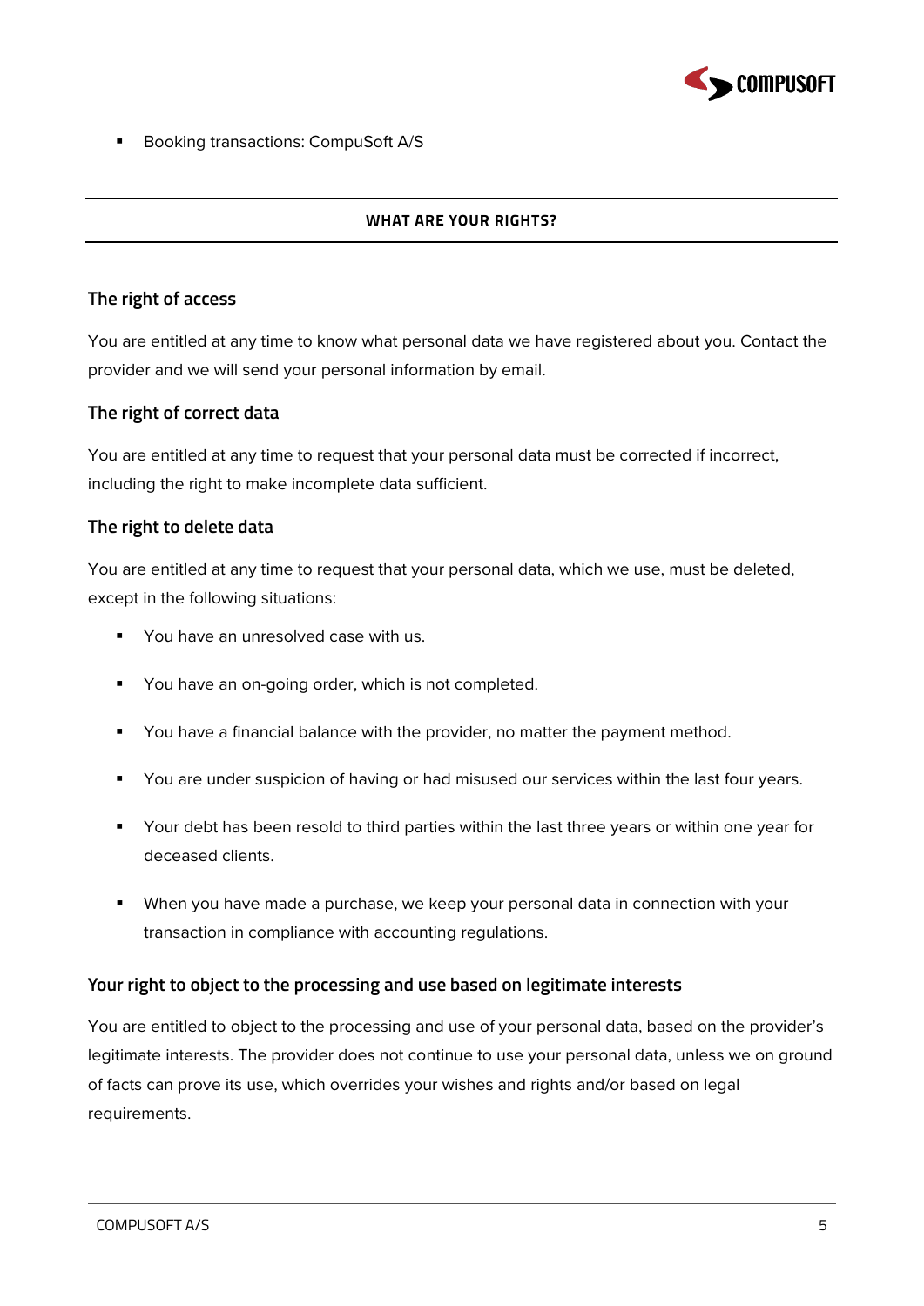- Booking transactions: CompuSoft A/S

## WHAT ARE YOUR RIGHTS?

### The right of access

You are entitled at any time to know what personal data we have registered about you. Contact the provider and we will send your personal information by email.

### The right of correct data

You are entitled at any time to request that your personal data must be corrected if incorrect, including the right to make incomplete data sufficient.

### The right to delete data

You are entitled at any time to request that your personal data, which we use, must be deleted, except in the following situations:

- You have an unresolved case with us.
- You have an on-going order, which is not completed.
- You have a financial balance with the provider, no matter the payment method.
- You are under suspicion of having or had misused our services within the last four years.
- Your debt has been resold to third parties within the last three years or within one year for deceased clients.
- When you have made a purchase, we keep your personal data in connection with your transaction in compliance with accounting regulations.

### Your right to object to the processing and use based on legitimate interests

You are entitled to object to the processing and use of your personal data, based on the provider's legitimate interests. The provider does not continue to use your personal data, unless we on ground of facts can prove its use, which overrides your wishes and rights and/or based on legal requirements.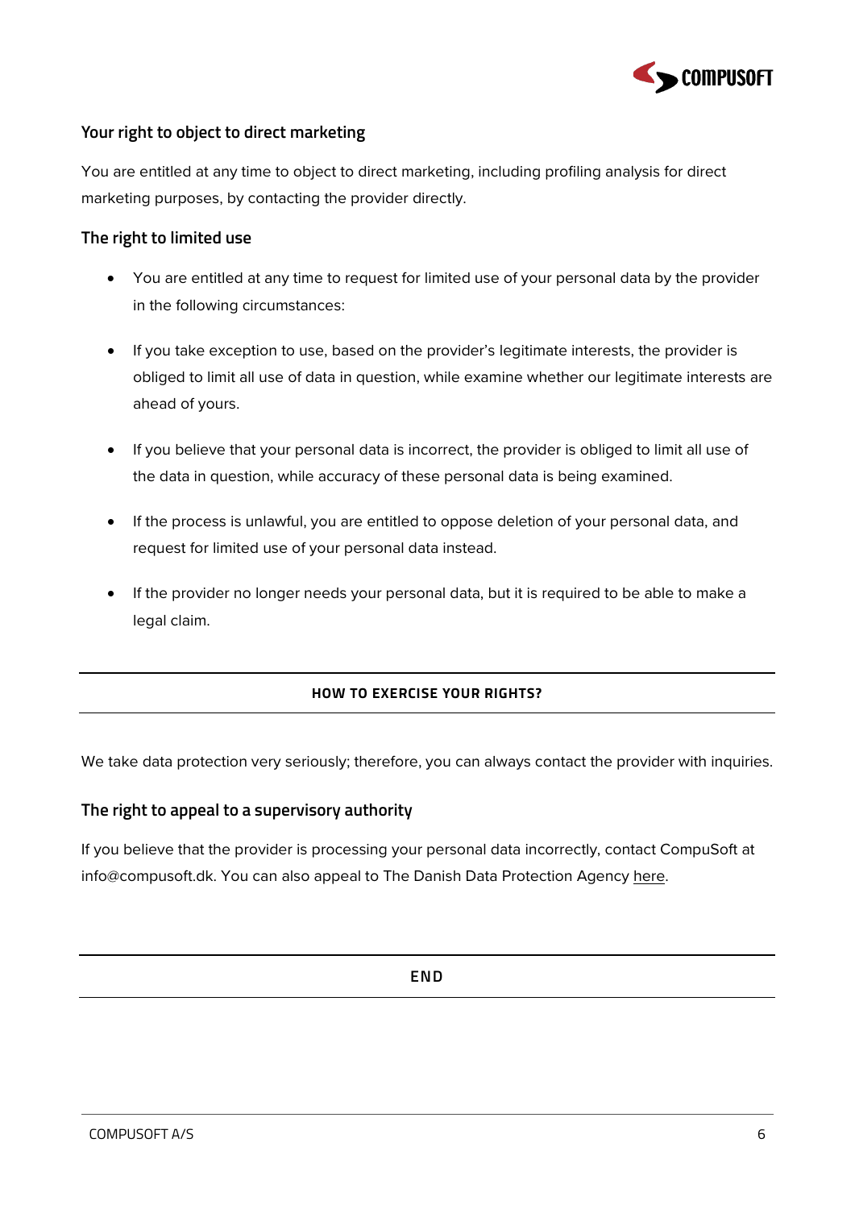### Your right to object to direct marketing

You are entitled at any time to object to direct marketing, including profiling analysis for direct marketing purposes, by contacting the provider directly.

### The right to limited use

- You are entitled at any time to request for limited use of your personal data by the provider in the following circumstances:
- If you take exception to use, based on the provider's legitimate interests, the provider is obliged to limit all use of data in question, while examine whether our legitimate interests are ahead of yours.
- If you believe that your personal data is incorrect, the provider is obliged to limit all use of the data in question, while accuracy of these personal data is being examined.
- If the process is unlawful, you are entitled to oppose deletion of your personal data, and request for limited use of your personal data instead.
- If the provider no longer needs your personal data, but it is required to be able to make a legal claim.

---

## HOW TO EXERCISE YOUR RIGHTS?

---

We take data protection very seriously; therefore, you can always contact the provider with inquiries.

### The right to appeal to a supervisory authority

If you believe that the provider is processing your personal data incorrectly, contact CompuSoft at info@compusoft.dk. You can also appeal to The Danish Data Protection Agency here.

---

**END**

---